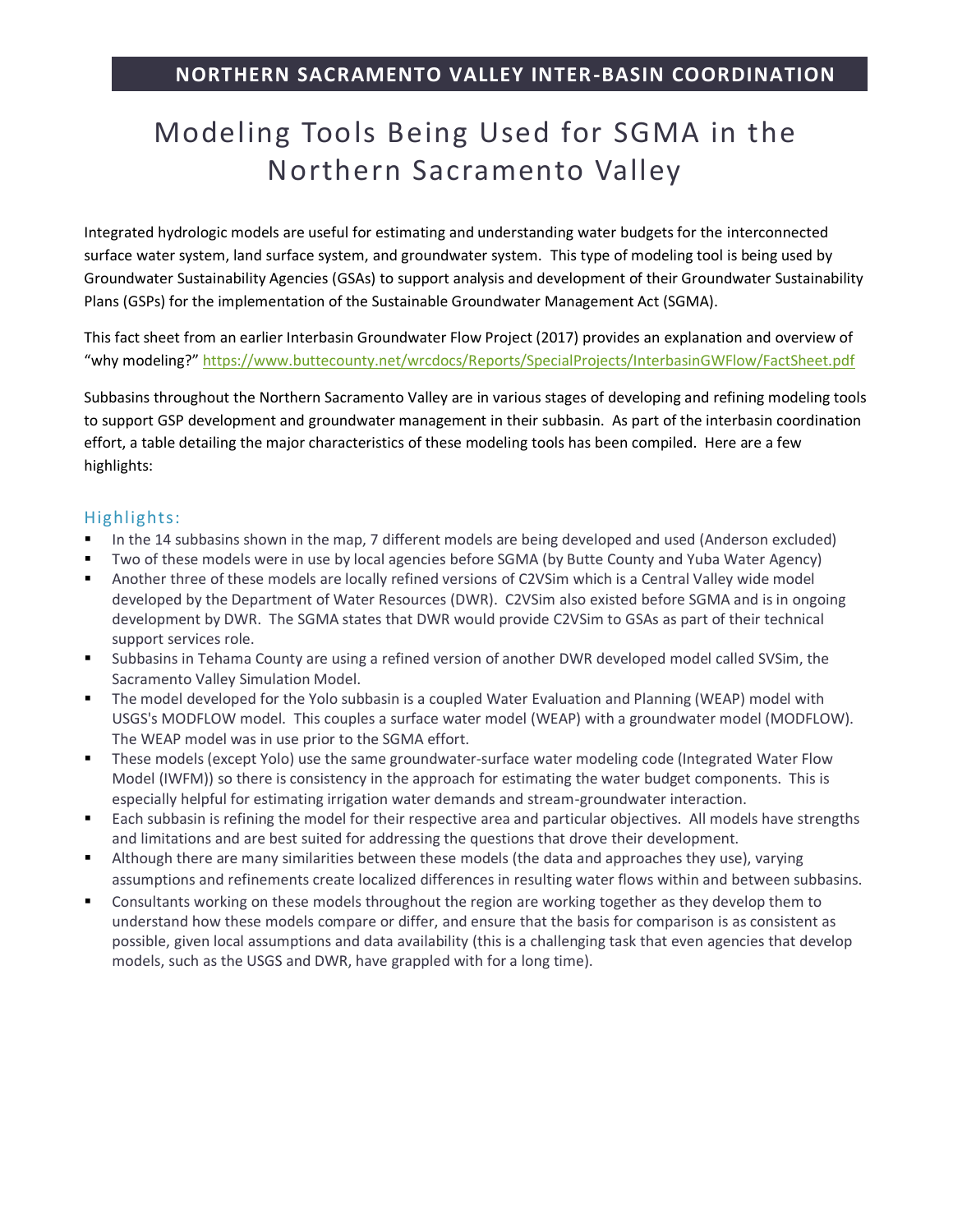**NORTHERN SACRAMENTO VALLEY INTER-BASIN COORDINATION**

# Modeling Tools Being Used for SGMA in the Northern Sacramento Valley

Integrated hydrologic models are useful for estimating and understanding water budgets for the interconnected surface water system, land surface system, and groundwater system. This type of modeling tool is being used by Groundwater Sustainability Agencies (GSAs) to support analysis and development of their Groundwater Sustainability Plans (GSPs) for the implementation of the Sustainable Groundwater Management Act (SGMA).

This fact sheet from an earlier Interbasin Groundwater Flow Project (2017) provides an explanation and overview of "why modeling?" https://www.buttecounty.net/wrcdocs/Reports/SpecialProjects/InterbasinGWFlow/FactSheet.pdf

Subbasins throughout the Northern Sacramento Valley are in various stages of developing and refining modeling tools to support GSP development and groundwater management in their subbasin. As part of the interbasin coordination effort, a table detailing the major characteristics of these modeling tools has been compiled. Here are a few highlights:

## Highlights:

- In the 14 subbasins shown in the map, 7 different models are being developed and used (Anderson excluded)
- Two of these models were in use by local agencies before SGMA (by Butte County and Yuba Water Agency)
- Another three of these models are locally refined versions of C2VSim which is a Central Valley wide model developed by the Department of Water Resources (DWR). C2VSim also existed before SGMA and is in ongoing development by DWR. The SGMA states that DWR would provide C2VSim to GSAs as part of their technical support services role.
- Subbasins in Tehama County are using a refined version of another DWR developed model called SVSim, the Sacramento Valley Simulation Model.
- The model developed for the Yolo subbasin is a coupled Water Evaluation and Planning (WEAP) model with USGS's MODFLOW model. This couples a surface water model (WEAP) with a groundwater model (MODFLOW). The WEAP model was in use prior to the SGMA effort.
- These models (except Yolo) use the same groundwater-surface water modeling code (Integrated Water Flow Model (IWFM)) so there is consistency in the approach for estimating the water budget components. This is especially helpful for estimating irrigation water demands and stream-groundwater interaction.
- Each subbasin is refining the model for their respective area and particular objectives. All models have strengths and limitations and are best suited for addressing the questions that drove their development.
- Although there are many similarities between these models (the data and approaches they use), varying assumptions and refinements create localized differences in resulting water flows within and between subbasins.
- Consultants working on these models throughout the region are working together as they develop them to understand how these models compare or differ, and ensure that the basis for comparison is as consistent as possible, given local assumptions and data availability (this is a challenging task that even agencies that develop models, such as the USGS and DWR, have grappled with for a long time).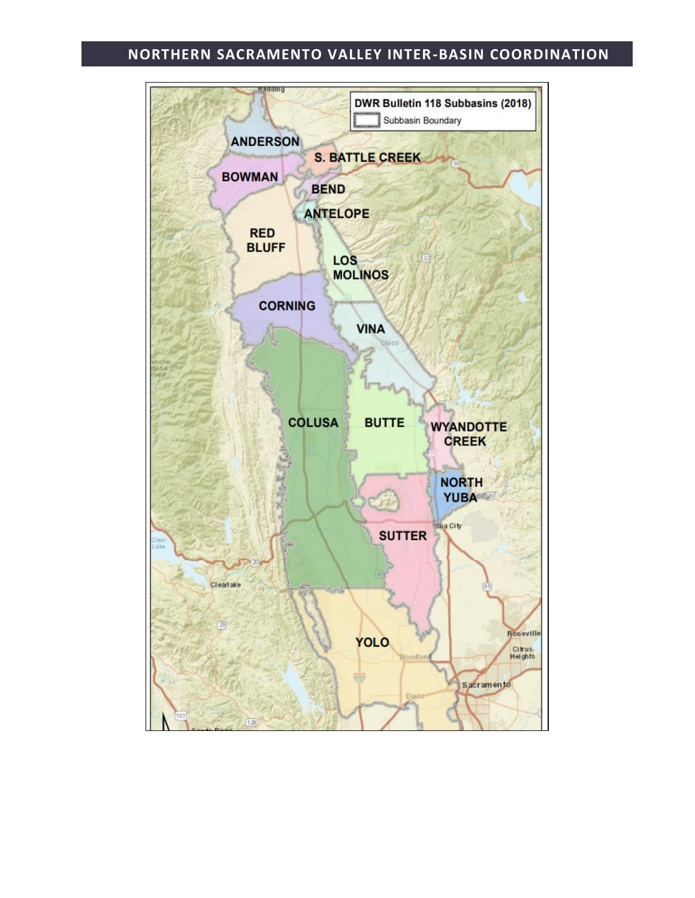# NORTHERN SACRAMENTO VALLEY INTER-BASIN COORDINATION

DWR Bulletin 118 Subbasins (2018)

Subbasin Boundary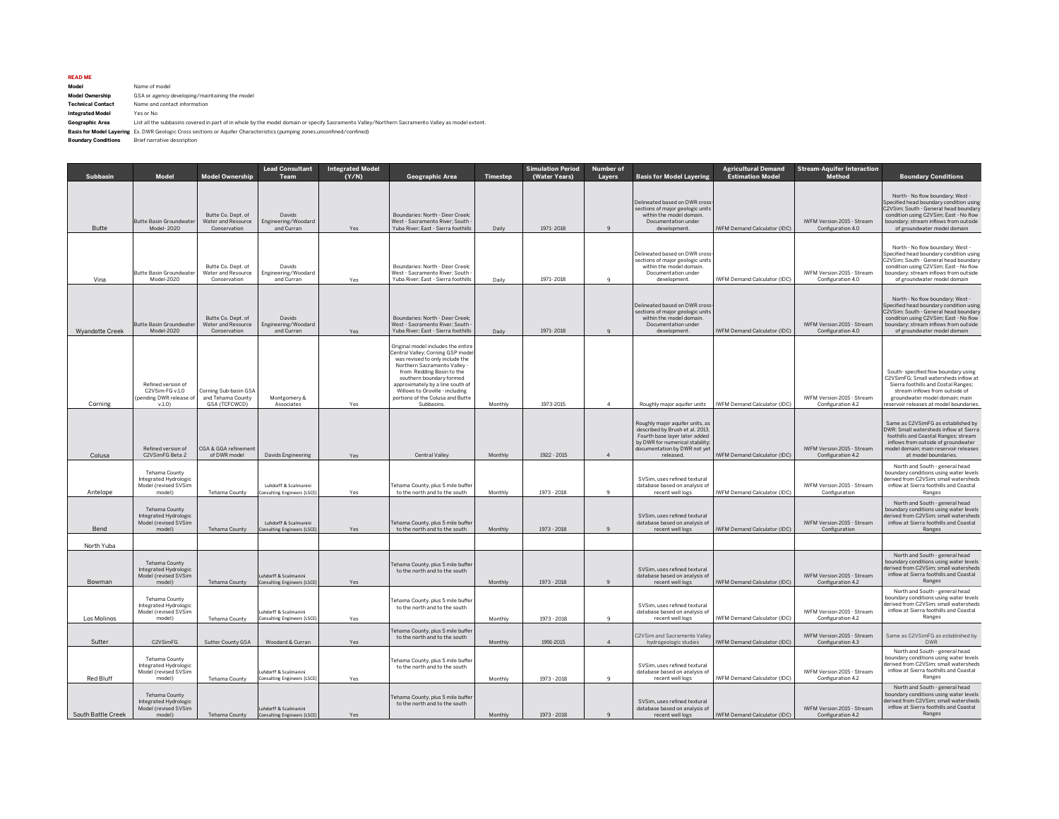**READ ME**

**Model** Name of model

**Model Ownership** GSA or agency developing/maintaining the model

**Technical Contact** Name and contact information

**Integrated Model** Yes or No

**Geographic Area** List all the subbasins covered in part of in whole by the model domain or specify Sacramento Valley/Northern Sacramento Valley as model extent.

**Basis for Model Layering** Ex. DWR Geologic Cross sections or Aquifer Characteristics (pumping zones,unconfined/confined)

**Boundary Conditions** Brief narrative description

| Subbasin | Model | Model Ownership | Lead Consultant Team | Integrated Model (Y/N) | Geographic Area | Timestep | Simulation Period (Water Years) | Number of Layers | Basis for Model Layering | Agricultural Demand Estimation Model | Stream-Aquifer Interaction Method | Boundary Conditions |
|---|---|---|---|---|---|---|---|---|---|---|---|---|
| Butte | Butte Basin Groundwater Model- 2020 | Butte Co. Dept. of Water and Resource Conservation | Davids Engineering/Woodard and Curran | Yes | Boundaries: North - Deer Creek; West - Sacramento River; South - Yuba River; East - Sierra foothills | Daily | 1971- 2018 | 9 | Delineated based on DWR cross-sections of major geologic units within the model domain. Documentation under development. | IWFM Demand Calculator (IDC) | IWFM Version 2015 - Stream Configuration 4.0 | North - No flow boundary; West - Specified head boundary condition using C2VSim; South - General head boundary condition using C2VSim; East - No flow boundary; stream inflows from outside of groundwater model domain |
| Vina | Butte Basin Groundwater Model-2020 | Butte Co. Dept. of Water and Resource Conservation | Davids Engineering/Woodard and Curran | Yes | Boundaries: North - Deer Creek; West - Sacramento River; South - Yuba River; East - Sierra foothills | Daily | 1971- 2018 | 9 | Delineated based on DWR cross-sections of major geologic units within the model domain. Documentation under development. | IWFM Demand Calculator (IDC) | IWFM Version 2015 - Stream Configuration 4.0 | North - No flow boundary; West - Specified head boundary condition using C2VSim; South - General head boundary condition using C2VSim; East - No flow boundary; stream inflows from outside of groundwater model domain |
| Wyandotte Creek | Butte Basin Groundwater Model-2020 | Butte Co. Dept. of Water and Resource Conservation | Davids Engineering/Woodard and Curran | Yes | Boundaries: North - Deer Creek; West - Sacramento River; South - Yuba River; East - Sierra foothills | Daily | 1971- 2018 | 9 | Delineated based on DWR cross-sections of major geologic units within the model domain. Documentation under development. | IWFM Demand Calculator (IDC) | IWFM Version 2015 - Stream Configuration 4.0 | North - No flow boundary; West - Specified head boundary condition using C2VSim; South - General head boundary condition using C2VSim; East - No flow boundary; stream inflows from outside of groundwater model domain |
| Corning | Refined version of C2VSim-FG v.1.0 (pending DWR release of v.1.0) | Corning Sub-basin GSA and Tehama County GSA (TCFCWCD) | Montgomery & Associates | Yes | Original model includes the entire Central Valley; Corning GSP model was revised to only include the Northern Sacramento Valley - from Redding Basin to the southern boundary formed approximately by a line south of Willows to Oroville - including portions of the Colusa and Butte Subbasins. | Monthly | 1973-2015 | 4 | Roughly major aquifer units | IWFM Demand Calculator (IDC) | IWFM Version 2015 - Stream Configuration 4.2 | South- specified flow boundary using C2VSimFG; Small watersheds inflow at Sierra foothills and Costal Ranges; stream inflows from outside of groundwater model domain; main reservoir releases at model boundaries. |
| Colusa | Refined version of C2VSimFG Beta 2 | CGA & GGA refinement of DWR model | Davids Engineering | Yes | Central Valley | Monthly | 1922 - 2015 | 4 | Roughly major aquifer units, as described by Brush et al. 2013. Fourth base layer later added by DWR for numerical stability; documentation by DWR not yet released. | IWFM Demand Calculator (IDC) | IWFM Version 2015 - Stream Configuration 4.2 | Same as C2VSimFG as established by DWR: Small watersheds inflow at Sierra foothills and Coastal Ranges; stream inflows from outside of groundwater model domain; main reservoir releases at model boundaries. |
| Antelope | Tehama County Integrated Hydrologic Model (revised SVSim model) | Tehama County | Luhdorff & Scalmanini Consulting Engineers (LSCE) | Yes | Tehama County, plus 5 mile buffer to the north and to the south | Monthly | 1973 - 2018 | 9 | SVSim, uses refined textural database based on analysis of recent well logs | IWFM Demand Calculator (IDC) | IWFM Version 2015 - Stream Configuration | North and South - general head boundary conditions using water levels derived from C2VSim; small watersheds inflow at Sierra foothills and Coastal Ranges |
| Bend | Tehama County Integrated Hydrologic Model (revised SVSim model) | Tehama County | Luhdorff & Scalmanini Consulting Engineers (LSCE) | Yes | Tehama County, plus 5 mile buffer to the north and to the south | Monthly | 1973 - 2018 | 9 | SVSim, uses refined textural database based on analysis of recent well logs | IWFM Demand Calculator (IDC) | IWFM Version 2015 - Stream Configuration | North and South - general head boundary conditions using water levels derived from C2VSim; small watersheds inflow at Sierra foothills and Coastal Ranges |
| North Yuba | | | | | | | | | | | | |
| Bowman | Tehama County Integrated Hydrologic Model (revised SVSim model) | Tehama County | Luhdorff & Scalmanini Consulting Engineers (LSCE) | Yes | Tehama County, plus 5 mile buffer to the north and to the south | Monthly | 1973 - 2018 | 9 | SVSim, uses refined textural database based on analysis of recent well logs | IWFM Demand Calculator (IDC) | IWFM Version 2015 - Stream Configuration 4.2 | North and South - general head boundary conditions using water levels derived from C2VSim; small watersheds inflow at Sierra foothills and Coastal Ranges |
| Los Molinos | Tehama County Integrated Hydrologic Model (revised SVSim model) | Tehama County | Luhdorff & Scalmanini Consulting Engineers (LSCE) | Yes | Tehama County, plus 5 mile buffer to the north and to the south | Monthly | 1973 - 2018 | 9 | SVSim, uses refined textural database based on analysis of recent well logs | IWFM Demand Calculator (IDC) | IWFM Version 2015 - Stream Configuration 4.2 | North and South - general head boundary conditions using water levels derived from C2VSim; small watersheds inflow at Sierra foothills and Coastal Ranges |
| Sutter | C2VSimFG | Sutter County GSA | Woodard & Curran | Yes | Tehama County, plus 5 mile buffer to the north and to the south | Monthly | 1991-2015 | 4 | C2VSim and Sacramento Valley hydrogeologic studies | IWFM Demand Calculator (IDC) | IWFM Version 2015 - Stream Configuration 4.3 | Same as C2VSimFG as established by DWR |
| Red Bluff | Tehama County Integrated Hydrologic Model (revised SVSim model) | Tehama County | Luhdorff & Scalmanini Consulting Engineers (LSCE) | Yes | Tehama County, plus 5 mile buffer to the north and to the south | Monthly | 1973 - 2018 | 9 | SVSim, uses refined textural database based on analysis of recent well logs | IWFM Demand Calculator (IDC) | IWFM Version 2015 - Stream Configuration 4.2 | North and South - general head boundary conditions using water levels derived from C2VSim; small watersheds inflow at Sierra foothills and Coastal Ranges |
| South Battle Creek | Tehama County Integrated Hydrologic Model (revised SVSim model) | Tehama County | Luhdorff & Scalmanini Consulting Engineers (LSCE) | Yes | Tehama County, plus 5 mile buffer to the north and to the south | Monthly | 1973 - 2018 | 9 | SVSim, uses refined textural database based on analysis of recent well logs | IWFM Demand Calculator (IDC) | IWFM Version 2015 - Stream Configuration 4.2 | North and South - general head boundary conditions using water levels derived from C2VSim; small watersheds inflow at Sierra foothills and Coastal Ranges |